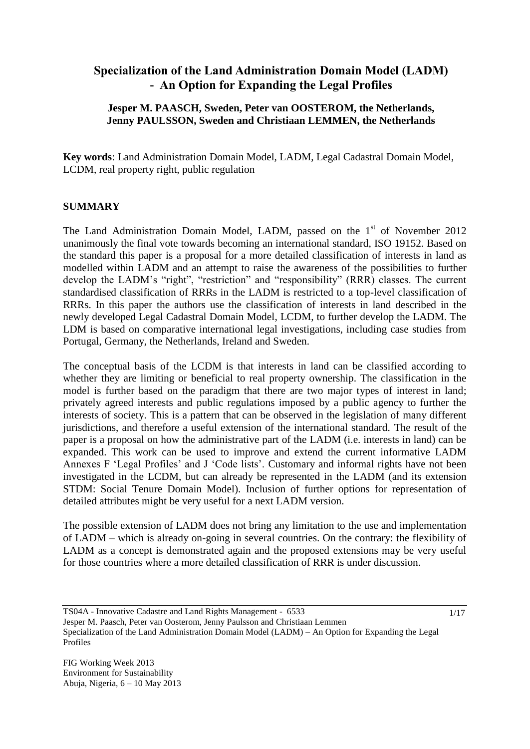# Specialization of the Land Administration Domain Model (LADM) - An Option for Expanding the Legal Profiles

**Jesper M. PAASCH, Sweden, Peter van OOSTEROM, the Netherlands, Jenny PAULSSON, Sweden and Christiaan LEMMEN, the Netherlands**

**Key words**: Land Administration Domain Model, LADM, Legal Cadastral Domain Model, LCDM, real property right, public regulation

## SUMMARY

The Land Administration Domain Model, LADM, passed on the 1st of November 2012 unanimously the final vote towards becoming an international standard, ISO 19152. Based on the standard this paper is a proposal for a more detailed classification of interests in land as modelled within LADM and an attempt to raise the awareness of the possibilities to further develop the LADM's "right", "restriction" and "responsibility" (RRR) classes. The current standardised classification of RRRs in the LADM is restricted to a top-level classification of RRRs. In this paper the authors use the classification of interests in land described in the newly developed Legal Cadastral Domain Model, LCDM, to further develop the LADM. The LDM is based on comparative international legal investigations, including case studies from Portugal, Germany, the Netherlands, Ireland and Sweden.

The conceptual basis of the LCDM is that interests in land can be classified according to whether they are limiting or beneficial to real property ownership. The classification in the model is further based on the paradigm that there are two major types of interest in land; privately agreed interests and public regulations imposed by a public agency to further the interests of society. This is a pattern that can be observed in the legislation of many different jurisdictions, and therefore a useful extension of the international standard. The result of the paper is a proposal on how the administrative part of the LADM (i.e. interests in land) can be expanded. This work can be used to improve and extend the current informative LADM Annexes F 'Legal Profiles' and J 'Code lists'. Customary and informal rights have not been investigated in the LCDM, but can already be represented in the LADM (and its extension STDM: Social Tenure Domain Model). Inclusion of further options for representation of detailed attributes might be very useful for a next LADM version.

The possible extension of LADM does not bring any limitation to the use and implementation of LADM – which is already on-going in several countries. On the contrary: the flexibility of LADM as a concept is demonstrated again and the proposed extensions may be very useful for those countries where a more detailed classification of RRR is under discussion.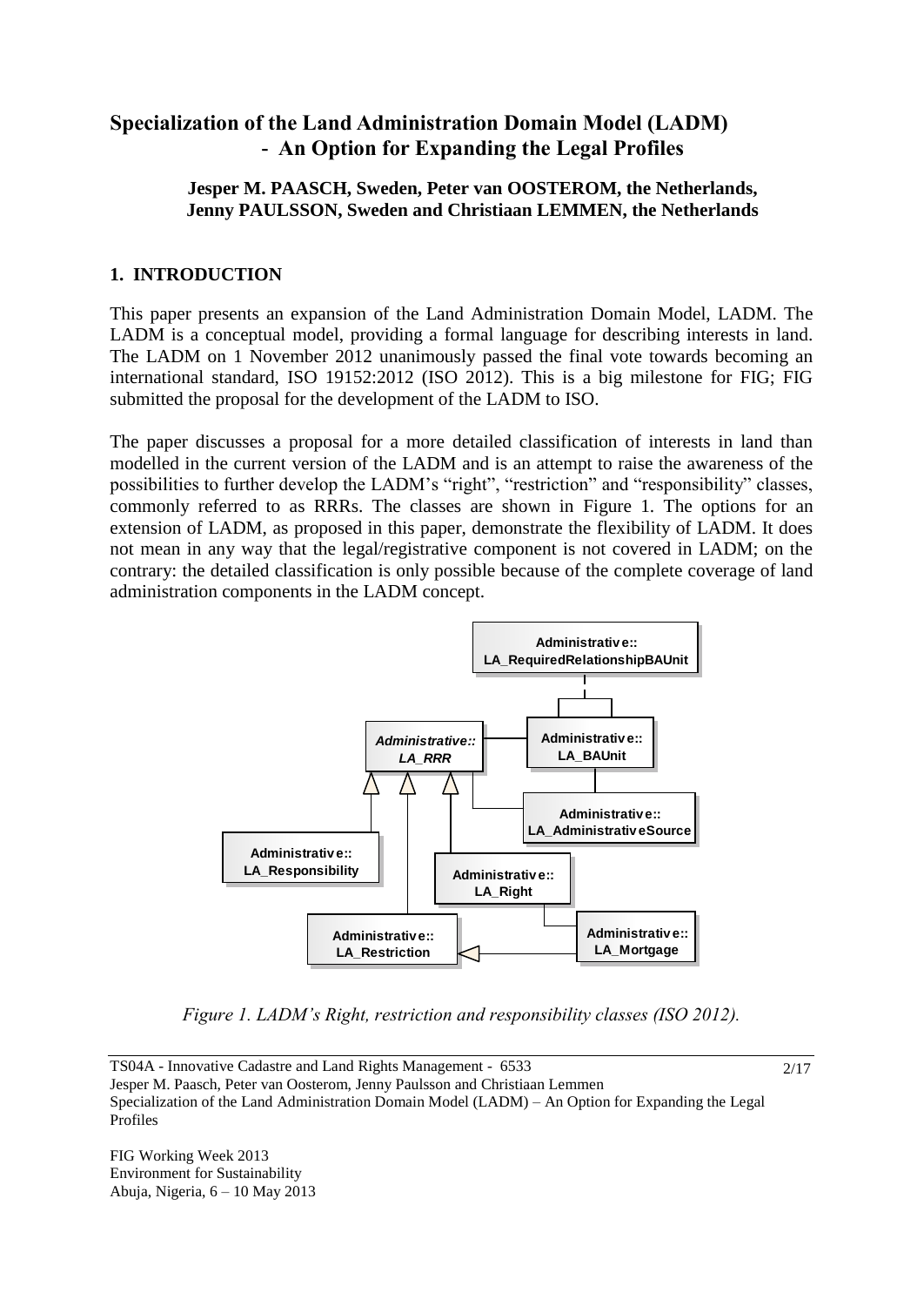# Specialization of the Land Administration Domain Model (LADM) - An Option for Expanding the Legal Profiles

**Jesper M. PAASCH, Sweden, Peter van OOSTEROM, the Netherlands, Jenny PAULSSON, Sweden and Christiaan LEMMEN, the Netherlands**

## 1. INTRODUCTION

This paper presents an expansion of the Land Administration Domain Model, LADM. The LADM is a conceptual model, providing a formal language for describing interests in land. The LADM on 1 November 2012 unanimously passed the final vote towards becoming an international standard, ISO 19152:2012 (ISO 2012). This is a big milestone for FIG; FIG submitted the proposal for the development of the LADM to ISO.

The paper discusses a proposal for a more detailed classification of interests in land than modelled in the current version of the LADM and is an attempt to raise the awareness of the possibilities to further develop the LADM's "right", "restriction" and "responsibility" classes, commonly referred to as RRRs. The classes are shown in Figure 1. The options for an extension of LADM, as proposed in this paper, demonstrate the flexibility of LADM. It does not mean in any way that the legal/registrative component is not covered in LADM; on the contrary: the detailed classification is only possible because of the complete coverage of land administration components in the LADM concept.

*Figure 1. LADM's Right, restriction and responsibility classes (ISO 2012).*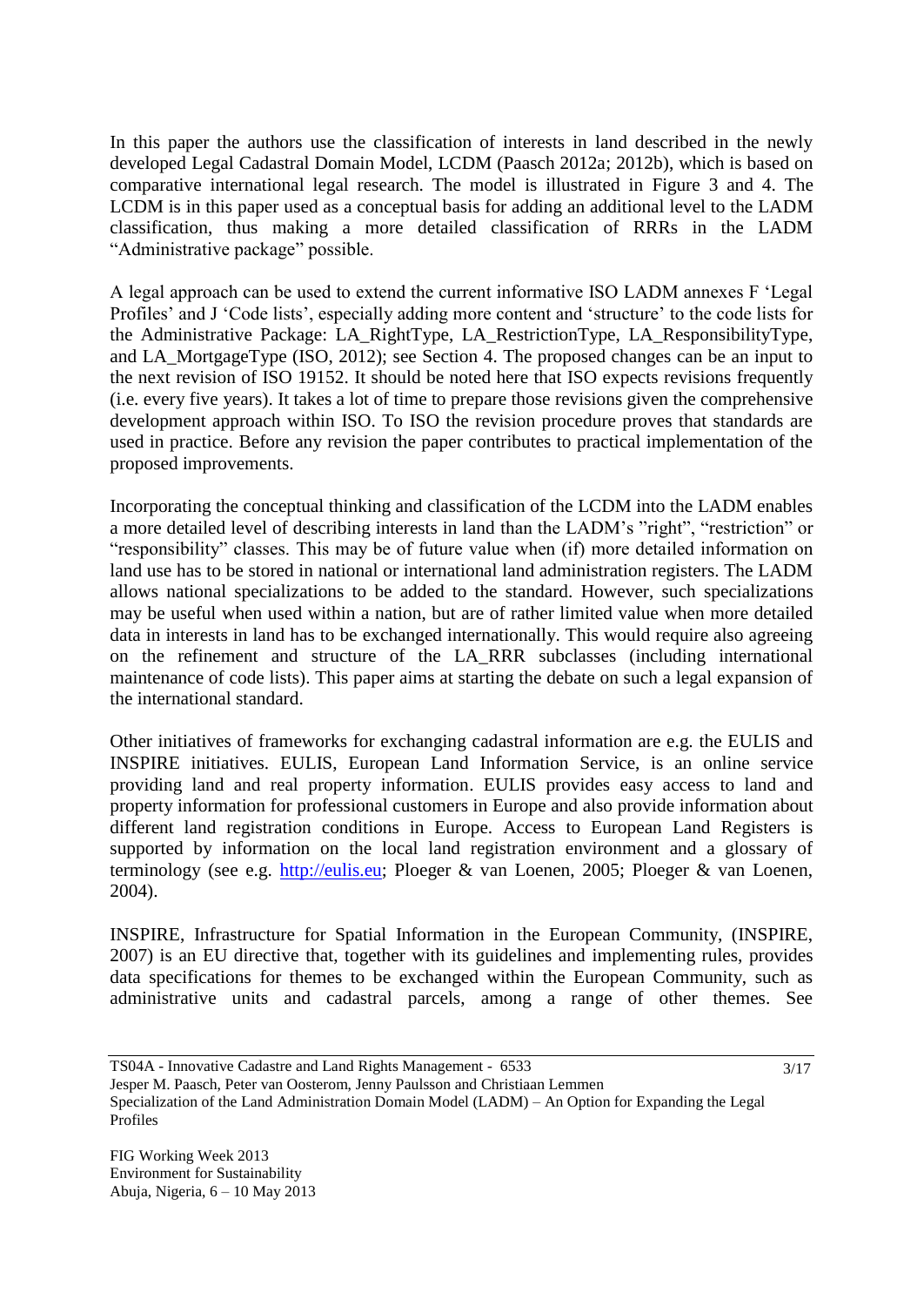In this paper the authors use the classification of interests in land described in the newly developed Legal Cadastral Domain Model, LCDM (Paasch 2012a; 2012b), which is based on comparative international legal research. The model is illustrated in Figure 3 and 4. The LCDM is in this paper used as a conceptual basis for adding an additional level to the LADM classification, thus making a more detailed classification of RRRs in the LADM "Administrative package" possible.

A legal approach can be used to extend the current informative ISO LADM annexes F 'Legal Profiles' and J 'Code lists', especially adding more content and 'structure' to the code lists for the Administrative Package: LA_RightType, LA_RestrictionType, LA_ResponsibilityType, and LA_MortgageType (ISO, 2012); see Section 4. The proposed changes can be an input to the next revision of ISO 19152. It should be noted here that ISO expects revisions frequently (i.e. every five years). It takes a lot of time to prepare those revisions given the comprehensive development approach within ISO. To ISO the revision procedure proves that standards are used in practice. Before any revision the paper contributes to practical implementation of the proposed improvements.

Incorporating the conceptual thinking and classification of the LCDM into the LADM enables a more detailed level of describing interests in land than the LADM's "right", "restriction" or "responsibility" classes. This may be of future value when (if) more detailed information on land use has to be stored in national or international land administration registers. The LADM allows national specializations to be added to the standard. However, such specializations may be useful when used within a nation, but are of rather limited value when more detailed data in interests in land has to be exchanged internationally. This would require also agreeing on the refinement and structure of the LA_RRR subclasses (including international maintenance of code lists). This paper aims at starting the debate on such a legal expansion of the international standard.

Other initiatives of frameworks for exchanging cadastral information are e.g. the EULIS and INSPIRE initiatives. EULIS, European Land Information Service, is an online service providing land and real property information. EULIS provides easy access to land and property information for professional customers in Europe and also provide information about different land registration conditions in Europe. Access to European Land Registers is supported by information on the local land registration environment and a glossary of terminology (see e.g. http://eulis.eu; Ploeger & van Loenen, 2005; Ploeger & van Loenen, 2004).

INSPIRE, Infrastructure for Spatial Information in the European Community, (INSPIRE, 2007) is an EU directive that, together with its guidelines and implementing rules, provides data specifications for themes to be exchanged within the European Community, such as administrative units and cadastral parcels, among a range of other themes. See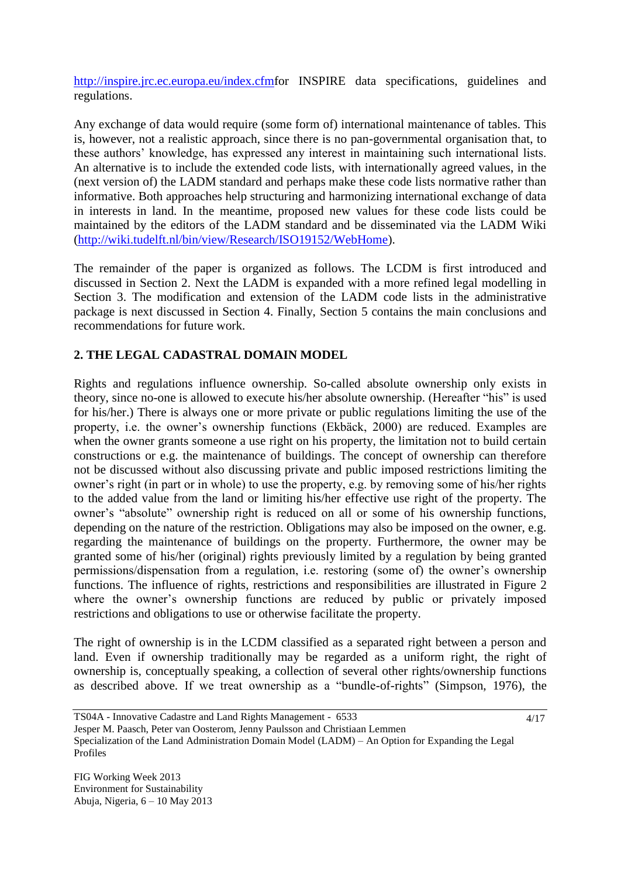http://inspire.jrc.ec.europa.eu/index.cfmfor INSPIRE data specifications, guidelines and regulations.

Any exchange of data would require (some form of) international maintenance of tables. This is, however, not a realistic approach, since there is no pan-governmental organisation that, to these authors' knowledge, has expressed any interest in maintaining such international lists. An alternative is to include the extended code lists, with internationally agreed values, in the (next version of) the LADM standard and perhaps make these code lists normative rather than informative. Both approaches help structuring and harmonizing international exchange of data in interests in land. In the meantime, proposed new values for these code lists could be maintained by the editors of the LADM standard and be disseminated via the LADM Wiki (http://wiki.tudelft.nl/bin/view/Research/ISO19152/WebHome).

The remainder of the paper is organized as follows. The LCDM is first introduced and discussed in Section 2. Next the LADM is expanded with a more refined legal modelling in Section 3. The modification and extension of the LADM code lists in the administrative package is next discussed in Section 4. Finally, Section 5 contains the main conclusions and recommendations for future work.

## 2. THE LEGAL CADASTRAL DOMAIN MODEL

Rights and regulations influence ownership. So-called absolute ownership only exists in theory, since no-one is allowed to execute his/her absolute ownership. (Hereafter "his" is used for his/her.) There is always one or more private or public regulations limiting the use of the property, i.e. the owner's ownership functions (Ekbäck, 2000) are reduced. Examples are when the owner grants someone a use right on his property, the limitation not to build certain constructions or e.g. the maintenance of buildings. The concept of ownership can therefore not be discussed without also discussing private and public imposed restrictions limiting the owner's right (in part or in whole) to use the property, e.g. by removing some of his/her rights to the added value from the land or limiting his/her effective use right of the property. The owner's "absolute" ownership right is reduced on all or some of his ownership functions, depending on the nature of the restriction. Obligations may also be imposed on the owner, e.g. regarding the maintenance of buildings on the property. Furthermore, the owner may be granted some of his/her (original) rights previously limited by a regulation by being granted permissions/dispensation from a regulation, i.e. restoring (some of) the owner's ownership functions. The influence of rights, restrictions and responsibilities are illustrated in Figure 2 where the owner's ownership functions are reduced by public or privately imposed restrictions and obligations to use or otherwise facilitate the property.

The right of ownership is in the LCDM classified as a separated right between a person and land. Even if ownership traditionally may be regarded as a uniform right, the right of ownership is, conceptually speaking, a collection of several other rights/ownership functions as described above. If we treat ownership as a "bundle-of-rights" (Simpson, 1976), the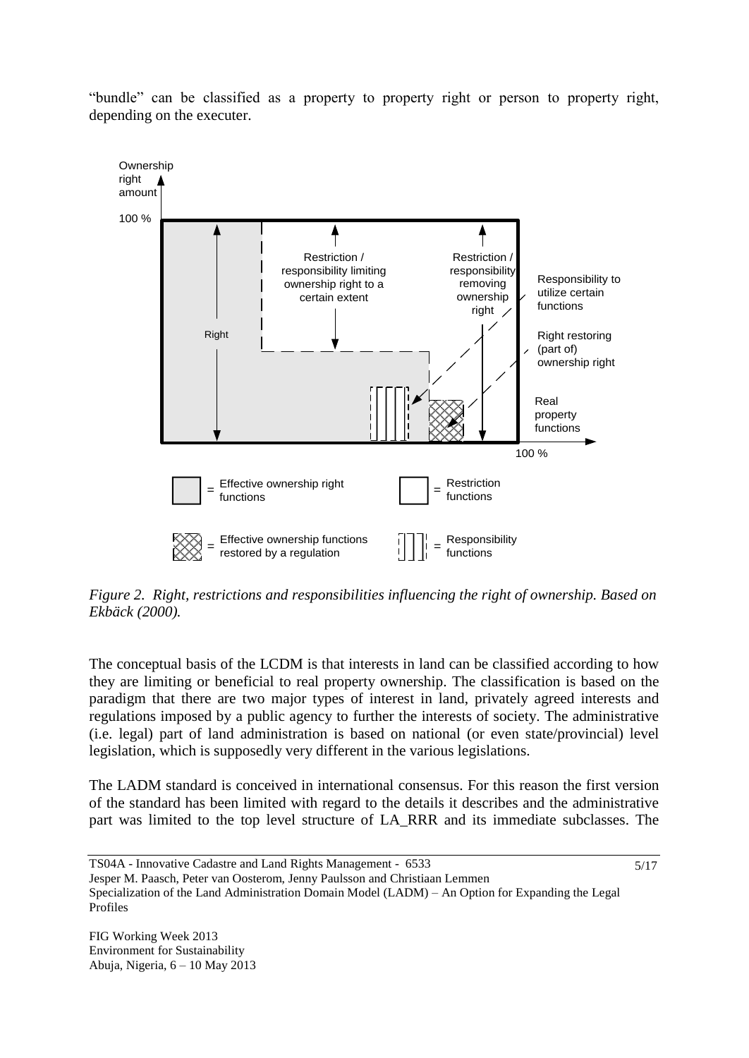"bundle" can be classified as a property to property right or person to property right, depending on the executer.

*Figure 2. Right, restrictions and responsibilities influencing the right of ownership. Based on Ekbäck (2000).*

The conceptual basis of the LCDM is that interests in land can be classified according to how they are limiting or beneficial to real property ownership. The classification is based on the paradigm that there are two major types of interest in land, privately agreed interests and regulations imposed by a public agency to further the interests of society. The administrative (i.e. legal) part of land administration is based on national (or even state/provincial) level legislation, which is supposedly very different in the various legislations.

The LADM standard is conceived in international consensus. For this reason the first version of the standard has been limited with regard to the details it describes and the administrative part was limited to the top level structure of LA_RRR and its immediate subclasses. The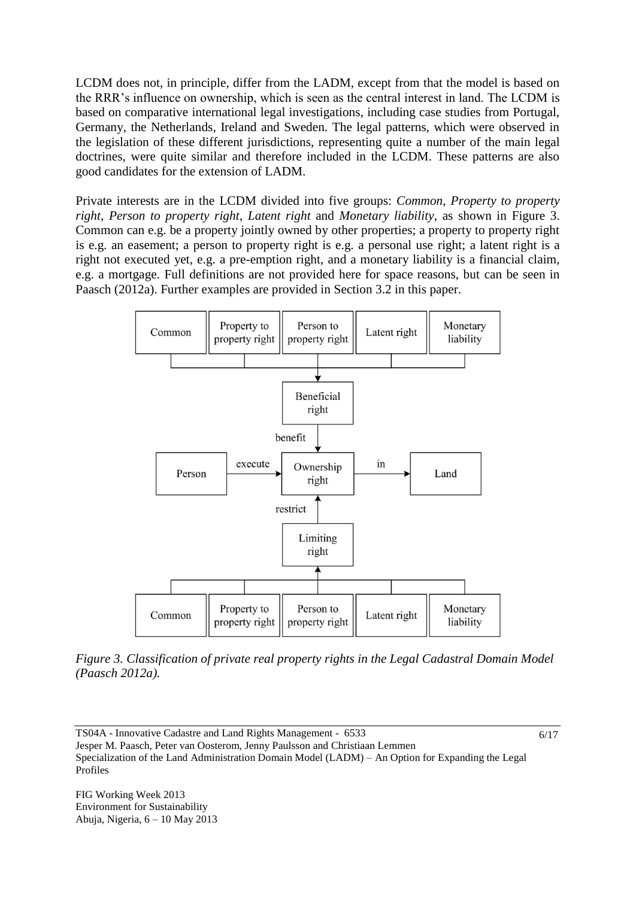LCDM does not, in principle, differ from the LADM, except from that the model is based on the RRR's influence on ownership, which is seen as the central interest in land. The LCDM is based on comparative international legal investigations, including case studies from Portugal, Germany, the Netherlands, Ireland and Sweden. The legal patterns, which were observed in the legislation of these different jurisdictions, representing quite a number of the main legal doctrines, were quite similar and therefore included in the LCDM. These patterns are also good candidates for the extension of LADM.

Private interests are in the LCDM divided into five groups: *Common*, *Property to property right*, *Person to property right*, *Latent right* and *Monetary liability*, as shown in Figure 3. Common can e.g. be a property jointly owned by other properties; a property to property right is e.g. an easement; a person to property right is e.g. a personal use right; a latent right is a right not executed yet, e.g. a pre-emption right, and a monetary liability is a financial claim, e.g. a mortgage. Full definitions are not provided here for space reasons, but can be seen in Paasch (2012a). Further examples are provided in Section 3.2 in this paper.

*Figure 3. Classification of private real property rights in the Legal Cadastral Domain Model (Paasch 2012a).*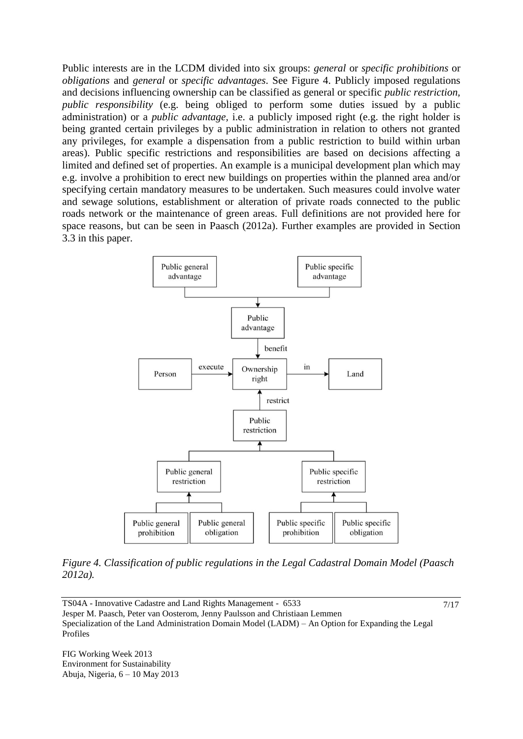Public interests are in the LCDM divided into six groups: *general* or *specific prohibitions* or *obligations* and *general* or *specific advantages*. See Figure 4. Publicly imposed regulations and decisions influencing ownership can be classified as general or specific *public restriction, public responsibility* (e.g. being obliged to perform some duties issued by a public administration) or a *public advantage,* i.e. a publicly imposed right (e.g. the right holder is being granted certain privileges by a public administration in relation to others not granted any privileges, for example a dispensation from a public restriction to build within urban areas). Public specific restrictions and responsibilities are based on decisions affecting a limited and defined set of properties. An example is a municipal development plan which may e.g. involve a prohibition to erect new buildings on properties within the planned area and/or specifying certain mandatory measures to be undertaken. Such measures could involve water and sewage solutions, establishment or alteration of private roads connected to the public roads network or the maintenance of green areas. Full definitions are not provided here for space reasons, but can be seen in Paasch (2012a). Further examples are provided in Section 3.3 in this paper.

*Figure 4. Classification of public regulations in the Legal Cadastral Domain Model (Paasch 2012a).*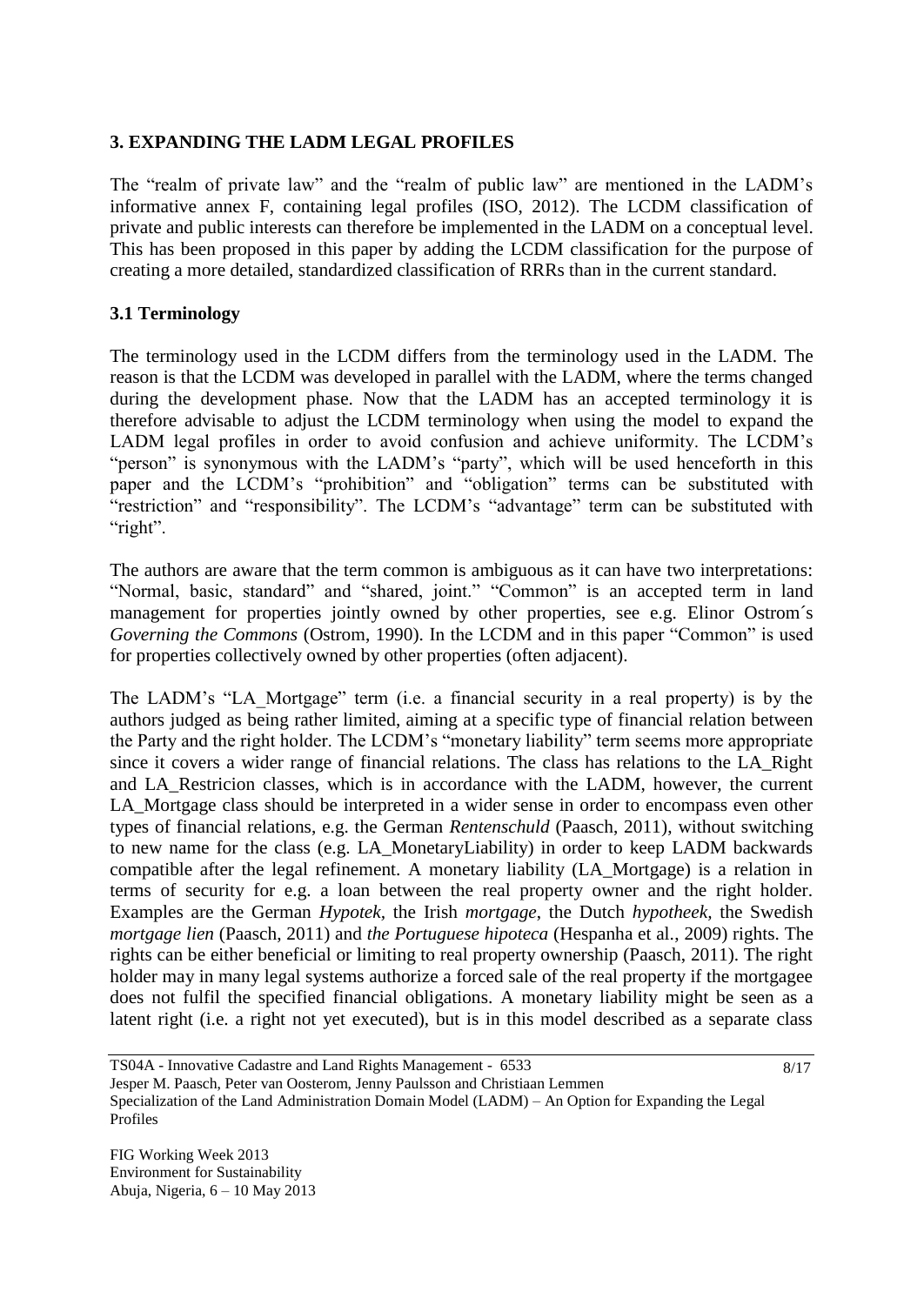## 3. EXPANDING THE LADM LEGAL PROFILES

The "realm of private law" and the "realm of public law" are mentioned in the LADM's informative annex F, containing legal profiles (ISO, 2012). The LCDM classification of private and public interests can therefore be implemented in the LADM on a conceptual level. This has been proposed in this paper by adding the LCDM classification for the purpose of creating a more detailed, standardized classification of RRRs than in the current standard.

### 3.1 Terminology

The terminology used in the LCDM differs from the terminology used in the LADM. The reason is that the LCDM was developed in parallel with the LADM, where the terms changed during the development phase. Now that the LADM has an accepted terminology it is therefore advisable to adjust the LCDM terminology when using the model to expand the LADM legal profiles in order to avoid confusion and achieve uniformity. The LCDM's "person" is synonymous with the LADM's "party", which will be used henceforth in this paper and the LCDM's "prohibition" and "obligation" terms can be substituted with "restriction" and "responsibility". The LCDM's "advantage" term can be substituted with "right".

The authors are aware that the term common is ambiguous as it can have two interpretations: "Normal, basic, standard" and "shared, joint." "Common" is an accepted term in land management for properties jointly owned by other properties, see e.g. Elinor Ostrom´s *Governing the Commons* (Ostrom, 1990). In the LCDM and in this paper "Common" is used for properties collectively owned by other properties (often adjacent).

The LADM's "LA_Mortgage" term (i.e. a financial security in a real property) is by the authors judged as being rather limited, aiming at a specific type of financial relation between the Party and the right holder. The LCDM's "monetary liability" term seems more appropriate since it covers a wider range of financial relations. The class has relations to the LA_Right and LA_Restricion classes, which is in accordance with the LADM, however, the current LA_Mortgage class should be interpreted in a wider sense in order to encompass even other types of financial relations, e.g. the German *Rentenschuld* (Paasch, 2011), without switching to new name for the class (e.g. LA_MonetaryLiability) in order to keep LADM backwards compatible after the legal refinement. A monetary liability (LA_Mortgage) is a relation in terms of security for e.g. a loan between the real property owner and the right holder. Examples are the German *Hypotek*, the Irish *mortgage*, the Dutch *hypotheek*, the Swedish *mortgage lien* (Paasch, 2011) and *the Portuguese hipoteca* (Hespanha et al., 2009) rights. The rights can be either beneficial or limiting to real property ownership (Paasch, 2011). The right holder may in many legal systems authorize a forced sale of the real property if the mortgagee does not fulfil the specified financial obligations. A monetary liability might be seen as a latent right (i.e. a right not yet executed), but is in this model described as a separate class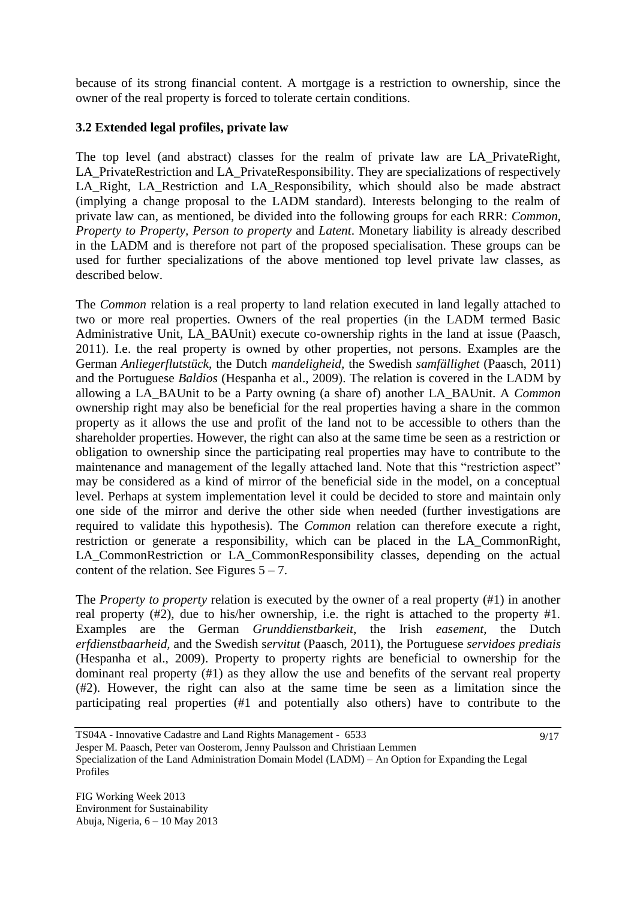because of its strong financial content. A mortgage is a restriction to ownership, since the owner of the real property is forced to tolerate certain conditions.

### 3.2 Extended legal profiles, private law

The top level (and abstract) classes for the realm of private law are LA_PrivateRight, LA_PrivateRestriction and LA_PrivateResponsibility. They are specializations of respectively LA_Right, LA_Restriction and LA_Responsibility, which should also be made abstract (implying a change proposal to the LADM standard). Interests belonging to the realm of private law can, as mentioned, be divided into the following groups for each RRR: *Common, Property to Property, Person to property* and *Latent*. Monetary liability is already described in the LADM and is therefore not part of the proposed specialisation. These groups can be used for further specializations of the above mentioned top level private law classes, as described below.

The *Common* relation is a real property to land relation executed in land legally attached to two or more real properties. Owners of the real properties (in the LADM termed Basic Administrative Unit, LA_BAUnit) execute co-ownership rights in the land at issue (Paasch, 2011). I.e. the real property is owned by other properties, not persons. Examples are the German *Anliegerflutstück*, the Dutch *mandeligheid*, the Swedish *samfällighet* (Paasch, 2011) and the Portuguese *Baldios* (Hespanha et al., 2009). The relation is covered in the LADM by allowing a LA_BAUnit to be a Party owning (a share of) another LA_BAUnit. A *Common* ownership right may also be beneficial for the real properties having a share in the common property as it allows the use and profit of the land not to be accessible to others than the shareholder properties. However, the right can also at the same time be seen as a restriction or obligation to ownership since the participating real properties may have to contribute to the maintenance and management of the legally attached land. Note that this "restriction aspect" may be considered as a kind of mirror of the beneficial side in the model, on a conceptual level. Perhaps at system implementation level it could be decided to store and maintain only one side of the mirror and derive the other side when needed (further investigations are required to validate this hypothesis). The *Common* relation can therefore execute a right, restriction or generate a responsibility, which can be placed in the LA_CommonRight, LA_CommonRestriction or LA_CommonResponsibility classes, depending on the actual content of the relation. See Figures 5 – 7.

The *Property to property* relation is executed by the owner of a real property (#1) in another real property (#2), due to his/her ownership, i.e. the right is attached to the property #1. Examples are the German *Grunddienstbarkeit*, the Irish *easement*, the Dutch *erfdienstbaarheid*, and the Swedish s*ervitut* (Paasch, 2011), the Portuguese *servidoes prediais* (Hespanha et al., 2009). Property to property rights are beneficial to ownership for the dominant real property (#1) as they allow the use and benefits of the servant real property (#2). However, the right can also at the same time be seen as a limitation since the participating real properties (#1 and potentially also others) have to contribute to the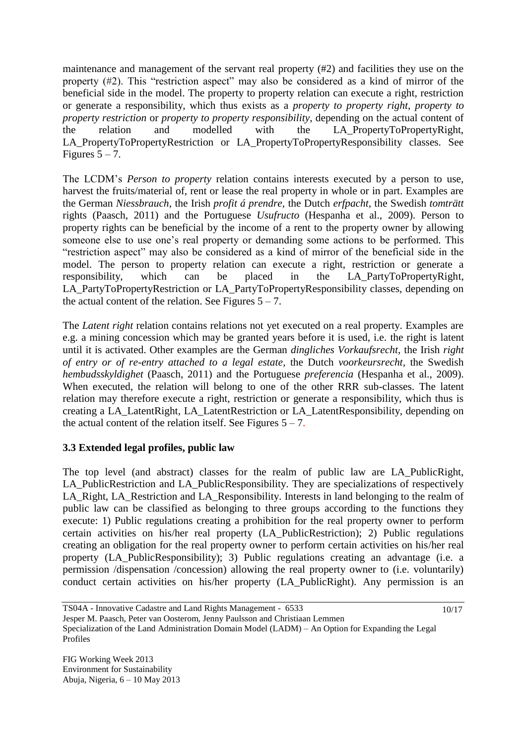maintenance and management of the servant real property (#2) and facilities they use on the property (#2). This "restriction aspect" may also be considered as a kind of mirror of the beneficial side in the model. The property to property relation can execute a right, restriction or generate a responsibility, which thus exists as a *property to property right*, *property to property restriction* or *property to property responsibility*, depending on the actual content of the relation and modelled with the LA_PropertyToPropertyRight, LA_PropertyToPropertyRestriction or LA_PropertyToPropertyResponsibility classes. See Figures 5 – 7.

The LCDM's *Person to property* relation contains interests executed by a person to use, harvest the fruits/material of, rent or lease the real property in whole or in part. Examples are the German *Niessbrauch*, the Irish *profit á prendre*, the Dutch *erfpacht*, the Swedish *tomträtt* rights (Paasch, 2011) and the Portuguese *Usufructo* (Hespanha et al., 2009). Person to property rights can be beneficial by the income of a rent to the property owner by allowing someone else to use one's real property or demanding some actions to be performed. This "restriction aspect" may also be considered as a kind of mirror of the beneficial side in the model. The person to property relation can execute a right, restriction or generate a responsibility, which can be placed in the LA_PartyToPropertyRight, LA_PartyToPropertyRestriction or LA_PartyToPropertyResponsibility classes, depending on the actual content of the relation. See Figures 5 – 7.

The *Latent right* relation contains relations not yet executed on a real property. Examples are e.g. a mining concession which may be granted years before it is used, i.e. the right is latent until it is activated. Other examples are the German *dingliches Vorkaufsrecht*, the Irish *right of entry or of re-entry attached to a legal estate*, the Dutch *voorkeursrecht*, the Swedish *hembudsskyldighet* (Paasch, 2011) and the Portuguese *preferencia* (Hespanha et al., 2009). When executed, the relation will belong to one of the other RRR sub-classes. The latent relation may therefore execute a right, restriction or generate a responsibility, which thus is creating a LA_LatentRight, LA_LatentRestriction or LA_LatentResponsibility, depending on the actual content of the relation itself. See Figures 5 – 7.

### 3.3 Extended legal profiles, public law

The top level (and abstract) classes for the realm of public law are LA_PublicRight, LA_PublicRestriction and LA_PublicResponsibility. They are specializations of respectively LA_Right, LA_Restriction and LA_Responsibility. Interests in land belonging to the realm of public law can be classified as belonging to three groups according to the functions they execute: 1) Public regulations creating a prohibition for the real property owner to perform certain activities on his/her real property (LA_PublicRestriction); 2) Public regulations creating an obligation for the real property owner to perform certain activities on his/her real property (LA_PublicResponsibility); 3) Public regulations creating an advantage (i.e. a permission /dispensation /concession) allowing the real property owner to (i.e. voluntarily) conduct certain activities on his/her property (LA_PublicRight). Any permission is an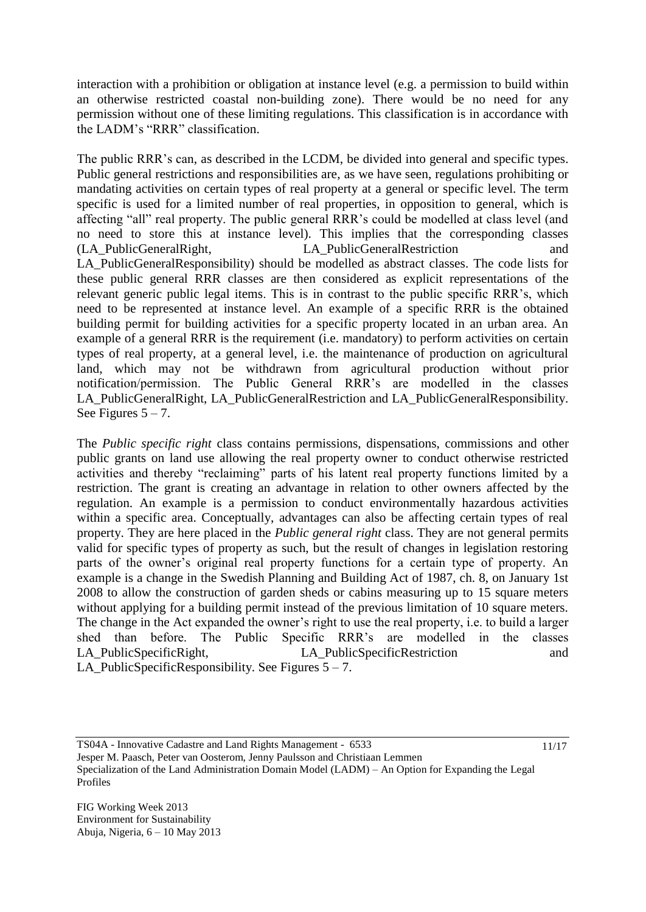interaction with a prohibition or obligation at instance level (e.g. a permission to build within an otherwise restricted coastal non-building zone). There would be no need for any permission without one of these limiting regulations. This classification is in accordance with the LADM's "RRR" classification.

The public RRR's can, as described in the LCDM, be divided into general and specific types. Public general restrictions and responsibilities are, as we have seen, regulations prohibiting or mandating activities on certain types of real property at a general or specific level. The term specific is used for a limited number of real properties, in opposition to general, which is affecting "all" real property. The public general RRR's could be modelled at class level (and no need to store this at instance level). This implies that the corresponding classes (LA_PublicGeneralRight, LA_PublicGeneralRestriction and LA_PublicGeneralResponsibility) should be modelled as abstract classes. The code lists for these public general RRR classes are then considered as explicit representations of the relevant generic public legal items. This is in contrast to the public specific RRR's, which need to be represented at instance level. An example of a specific RRR is the obtained building permit for building activities for a specific property located in an urban area. An example of a general RRR is the requirement (i.e. mandatory) to perform activities on certain types of real property, at a general level, i.e. the maintenance of production on agricultural land, which may not be withdrawn from agricultural production without prior notification/permission. The Public General RRR's are modelled in the classes LA_PublicGeneralRight, LA_PublicGeneralRestriction and LA_PublicGeneralResponsibility. See Figures 5 – 7.

The *Public specific right* class contains permissions, dispensations, commissions and other public grants on land use allowing the real property owner to conduct otherwise restricted activities and thereby "reclaiming" parts of his latent real property functions limited by a restriction. The grant is creating an advantage in relation to other owners affected by the regulation. An example is a permission to conduct environmentally hazardous activities within a specific area. Conceptually, advantages can also be affecting certain types of real property. They are here placed in the *Public general right* class. They are not general permits valid for specific types of property as such, but the result of changes in legislation restoring parts of the owner's original real property functions for a certain type of property. An example is a change in the Swedish Planning and Building Act of 1987, ch. 8, on January 1st 2008 to allow the construction of garden sheds or cabins measuring up to 15 square meters without applying for a building permit instead of the previous limitation of 10 square meters. The change in the Act expanded the owner's right to use the real property, i.e. to build a larger shed than before. The Public Specific RRR's are modelled in the classes LA_PublicSpecificRight, LA_PublicSpecificRestriction and LA_PublicSpecificResponsibility. See Figures 5 – 7.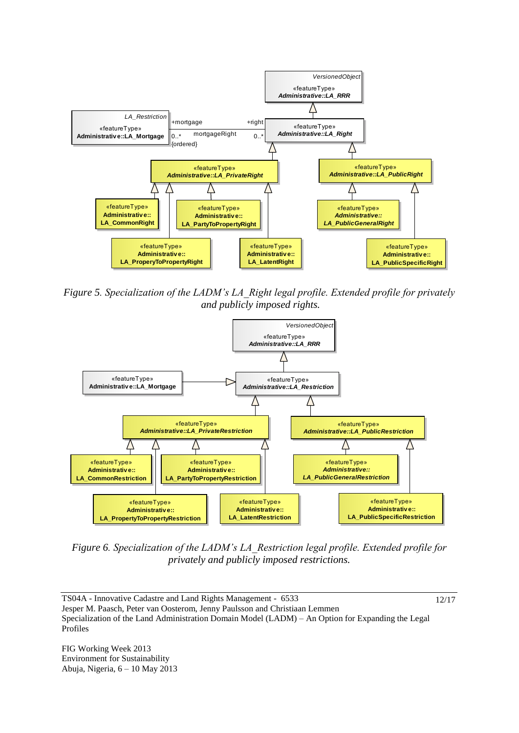*Figure 5. Specialization of the LADM's LA_Right legal profile. Extended profile for privately and publicly imposed rights.*

*Figure 6. Specialization of the LADM's LA_Restriction legal profile. Extended profile for privately and publicly imposed restrictions.*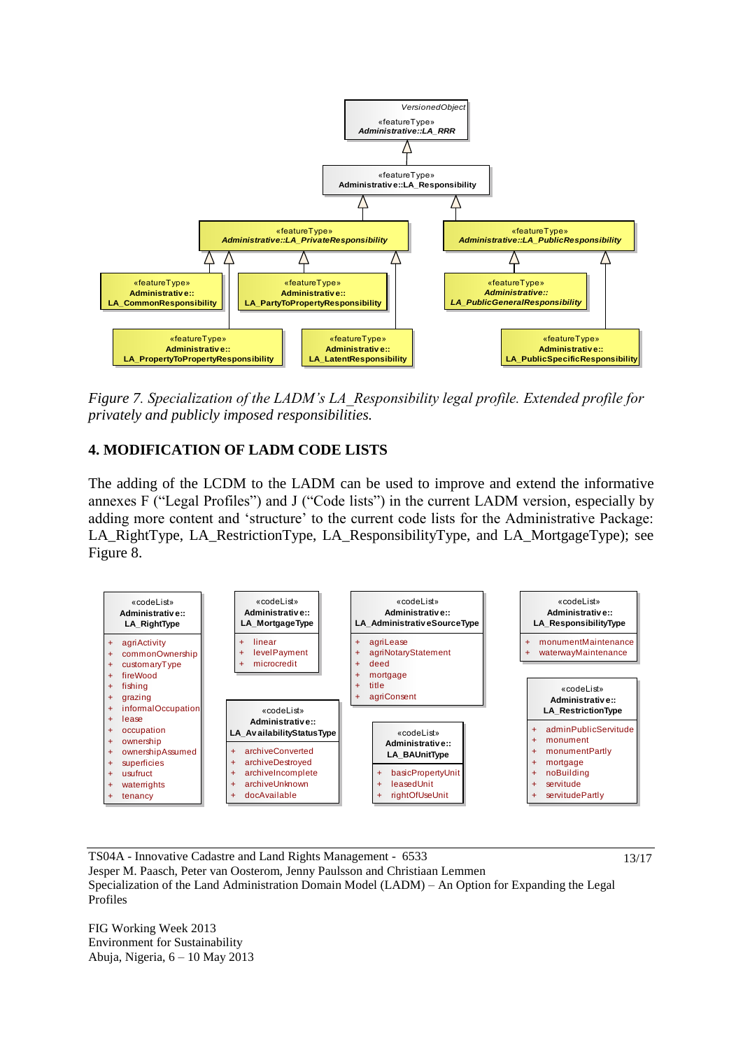Figure 7. *Specialization of the LADM's LA_Responsibility legal profile. Extended profile for privately and publicly imposed responsibilities.*

## 4. MODIFICATION OF LADM CODE LISTS

The adding of the LCDM to the LADM can be used to improve and extend the informative annexes F ("Legal Profiles") and J ("Code lists") in the current LADM version, especially by adding more content and 'structure' to the current code lists for the Administrative Package: LA_RightType, LA_RestrictionType, LA_ResponsibilityType, and LA_MortgageType); see Figure 8.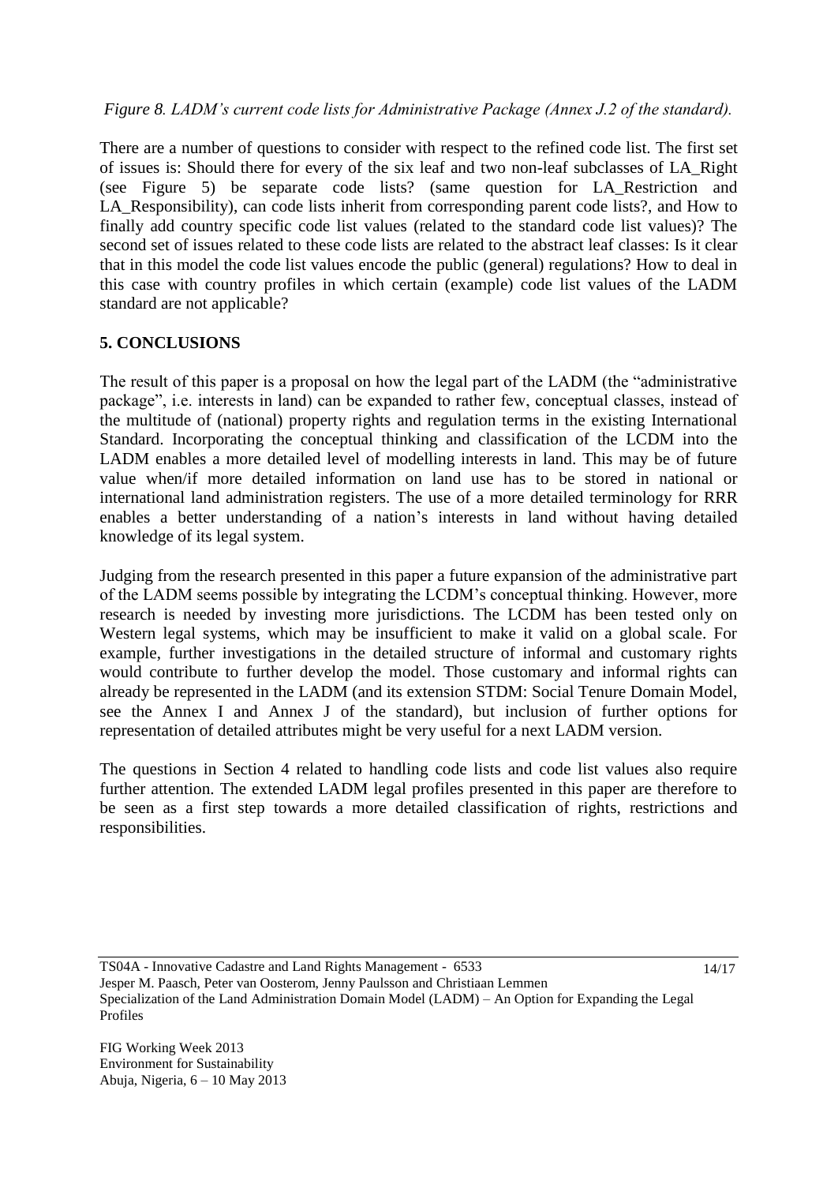*Figure 8. LADM's current code lists for Administrative Package (Annex J.2 of the standard).*

There are a number of questions to consider with respect to the refined code list. The first set of issues is: Should there for every of the six leaf and two non-leaf subclasses of LA_Right (see Figure 5) be separate code lists? (same question for LA_Restriction and LA_Responsibility), can code lists inherit from corresponding parent code lists?, and How to finally add country specific code list values (related to the standard code list values)? The second set of issues related to these code lists are related to the abstract leaf classes: Is it clear that in this model the code list values encode the public (general) regulations? How to deal in this case with country profiles in which certain (example) code list values of the LADM standard are not applicable?

## 5. CONCLUSIONS

The result of this paper is a proposal on how the legal part of the LADM (the "administrative package", i.e. interests in land) can be expanded to rather few, conceptual classes, instead of the multitude of (national) property rights and regulation terms in the existing International Standard. Incorporating the conceptual thinking and classification of the LCDM into the LADM enables a more detailed level of modelling interests in land. This may be of future value when/if more detailed information on land use has to be stored in national or international land administration registers. The use of a more detailed terminology for RRR enables a better understanding of a nation's interests in land without having detailed knowledge of its legal system.

Judging from the research presented in this paper a future expansion of the administrative part of the LADM seems possible by integrating the LCDM's conceptual thinking. However, more research is needed by investing more jurisdictions. The LCDM has been tested only on Western legal systems, which may be insufficient to make it valid on a global scale. For example, further investigations in the detailed structure of informal and customary rights would contribute to further develop the model. Those customary and informal rights can already be represented in the LADM (and its extension STDM: Social Tenure Domain Model, see the Annex I and Annex J of the standard), but inclusion of further options for representation of detailed attributes might be very useful for a next LADM version.

The questions in Section 4 related to handling code lists and code list values also require further attention. The extended LADM legal profiles presented in this paper are therefore to be seen as a first step towards a more detailed classification of rights, restrictions and responsibilities.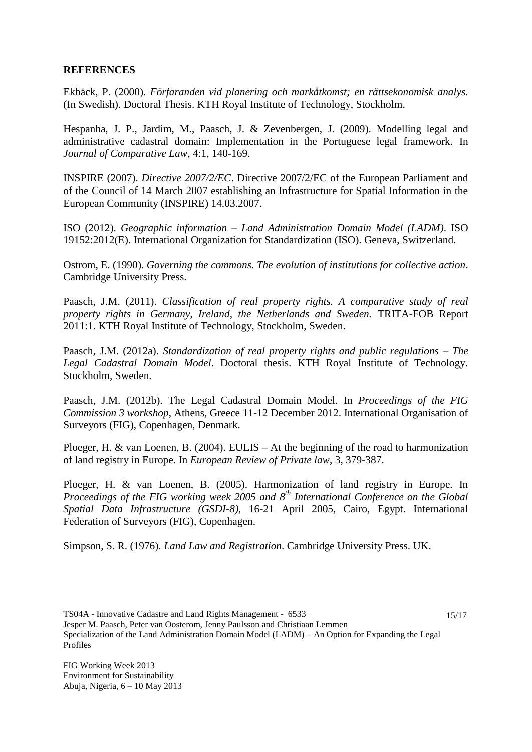## REFERENCES

Ekbäck, P. (2000). *Förfaranden vid planering och markåtkomst; en rättsekonomisk analys*. (In Swedish). Doctoral Thesis. KTH Royal Institute of Technology, Stockholm.

Hespanha, J. P., Jardim, M., Paasch, J. & Zevenbergen, J. (2009). Modelling legal and administrative cadastral domain: Implementation in the Portuguese legal framework. In *Journal of Comparative Law*, 4:1, 140-169.

INSPIRE (2007). *Directive 2007/2/EC*. Directive 2007/2/EC of the European Parliament and of the Council of 14 March 2007 establishing an Infrastructure for Spatial Information in the European Community (INSPIRE) 14.03.2007.

ISO (2012). *Geographic information – Land Administration Domain Model (LADM)*. ISO 19152:2012(E). International Organization for Standardization (ISO). Geneva, Switzerland.

Ostrom, E. (1990). *Governing the commons. The evolution of institutions for collective action*. Cambridge University Press.

Paasch, J.M. (2011). *Classification of real property rights. A comparative study of real property rights in Germany, Ireland, the Netherlands and Sweden.* TRITA-FOB Report 2011:1. KTH Royal Institute of Technology, Stockholm, Sweden.

Paasch, J.M. (2012a). *Standardization of real property rights and public regulations – The Legal Cadastral Domain Model*. Doctoral thesis. KTH Royal Institute of Technology. Stockholm, Sweden.

Paasch, J.M. (2012b). The Legal Cadastral Domain Model. In *Proceedings of the FIG Commission 3 workshop*, Athens, Greece 11-12 December 2012. International Organisation of Surveyors (FIG), Copenhagen, Denmark.

Ploeger, H. & van Loenen, B. (2004). EULIS – At the beginning of the road to harmonization of land registry in Europe. In *European Review of Private law*, 3, 379-387.

Ploeger, H. & van Loenen, B. (2005). Harmonization of land registry in Europe. In *Proceedings of the FIG working week 2005 and 8th International Conference on the Global Spatial Data Infrastructure (GSDI-8)*, 16-21 April 2005, Cairo, Egypt. International Federation of Surveyors (FIG), Copenhagen.

Simpson, S. R. (1976). *Land Law and Registration*. Cambridge University Press. UK.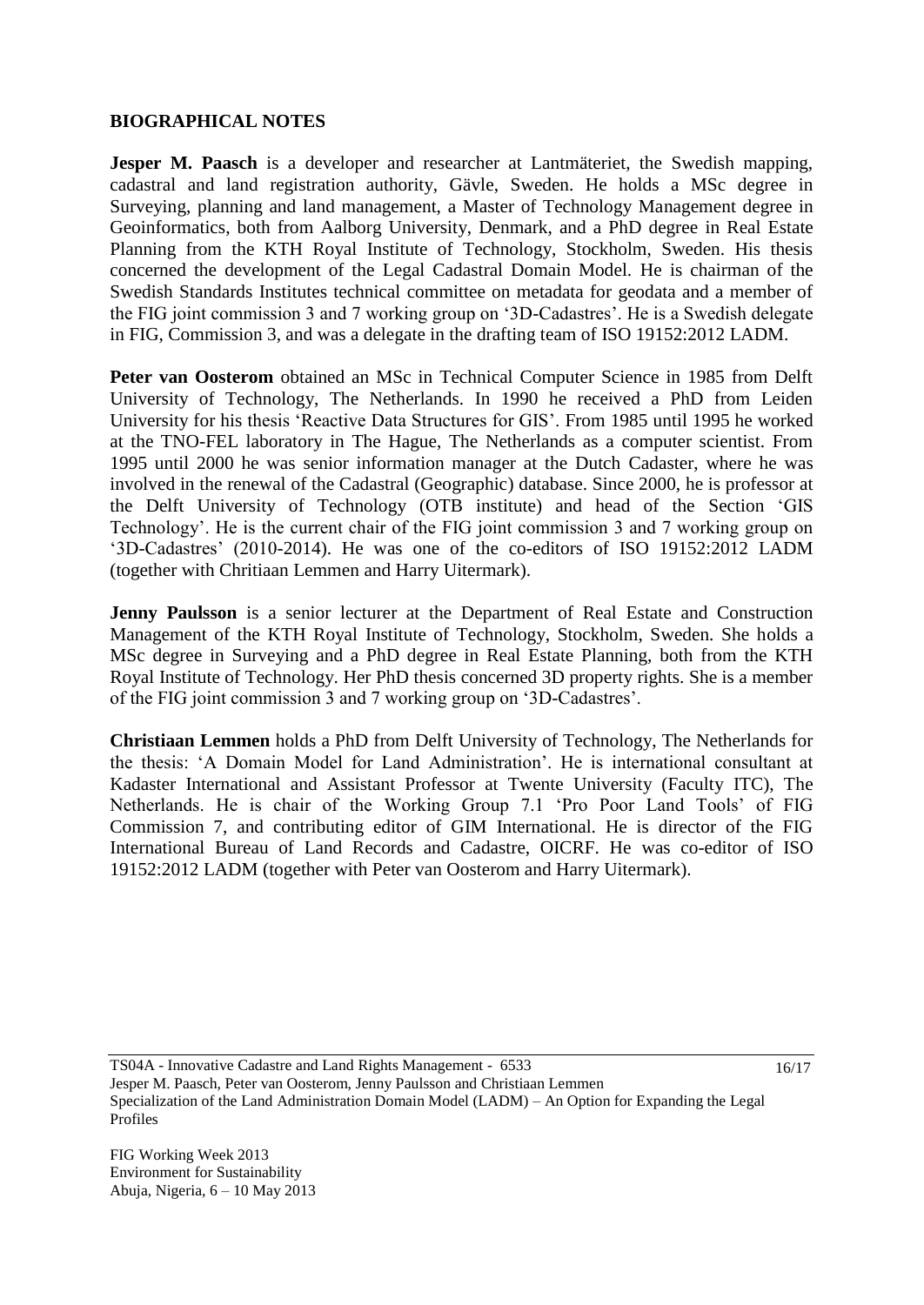## BIOGRAPHICAL NOTES

**Jesper M. Paasch** is a developer and researcher at Lantmäteriet, the Swedish mapping, cadastral and land registration authority, Gävle, Sweden. He holds a MSc degree in Surveying, planning and land management, a Master of Technology Management degree in Geoinformatics, both from Aalborg University, Denmark, and a PhD degree in Real Estate Planning from the KTH Royal Institute of Technology, Stockholm, Sweden. His thesis concerned the development of the Legal Cadastral Domain Model. He is chairman of the Swedish Standards Institutes technical committee on metadata for geodata and a member of the FIG joint commission 3 and 7 working group on '3D-Cadastres'. He is a Swedish delegate in FIG, Commission 3, and was a delegate in the drafting team of ISO 19152:2012 LADM.

**Peter van Oosterom** obtained an MSc in Technical Computer Science in 1985 from Delft University of Technology, The Netherlands. In 1990 he received a PhD from Leiden University for his thesis 'Reactive Data Structures for GIS'. From 1985 until 1995 he worked at the TNO-FEL laboratory in The Hague, The Netherlands as a computer scientist. From 1995 until 2000 he was senior information manager at the Dutch Cadaster, where he was involved in the renewal of the Cadastral (Geographic) database. Since 2000, he is professor at the Delft University of Technology (OTB institute) and head of the Section 'GIS Technology'. He is the current chair of the FIG joint commission 3 and 7 working group on '3D-Cadastres' (2010-2014). He was one of the co-editors of ISO 19152:2012 LADM (together with Chritiaan Lemmen and Harry Uitermark).

**Jenny Paulsson** is a senior lecturer at the Department of Real Estate and Construction Management of the KTH Royal Institute of Technology, Stockholm, Sweden. She holds a MSc degree in Surveying and a PhD degree in Real Estate Planning, both from the KTH Royal Institute of Technology. Her PhD thesis concerned 3D property rights. She is a member of the FIG joint commission 3 and 7 working group on '3D-Cadastres'.

**Christiaan Lemmen** holds a PhD from Delft University of Technology, The Netherlands for the thesis: 'A Domain Model for Land Administration'. He is international consultant at Kadaster International and Assistant Professor at Twente University (Faculty ITC), The Netherlands. He is chair of the Working Group 7.1 'Pro Poor Land Tools' of FIG Commission 7, and contributing editor of GIM International. He is director of the FIG International Bureau of Land Records and Cadastre, OICRF. He was co-editor of ISO 19152:2012 LADM (together with Peter van Oosterom and Harry Uitermark).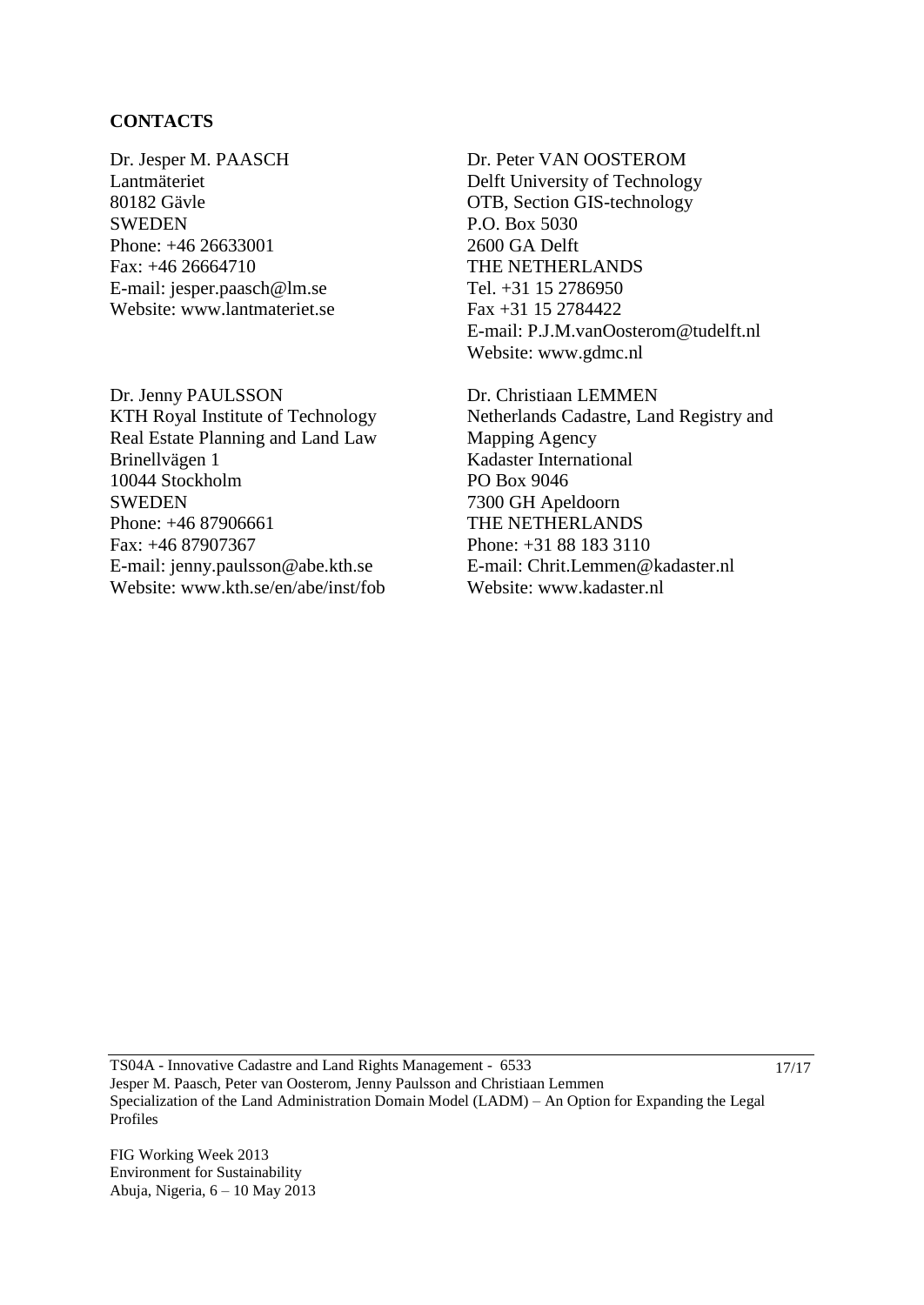**CONTACTS**

Dr. Jesper M. PAASCH
Lantmäteriet
80182 Gävle
SWEDEN
Phone: +46 26633001
Fax: +46 26664710
E-mail: jesper.paasch@lm.se
Website: www.lantmateriet.se

Dr. Peter VAN OOSTEROM
Delft University of Technology
OTB, Section GIS-technology
P.O. Box 5030
2600 GA Delft
THE NETHERLANDS
Tel. +31 15 2786950
Fax +31 15 2784422
E-mail: P.J.M.vanOosterom@tudelft.nl
Website: www.gdmc.nl

Dr. Jenny PAULSSON
KTH Royal Institute of Technology
Real Estate Planning and Land Law
Brinellvägen 1
10044 Stockholm
SWEDEN
Phone: +46 87906661
Fax: +46 87907367
E-mail: jenny.paulsson@abe.kth.se
Website: www.kth.se/en/abe/inst/fob

Dr. Christiaan LEMMEN
Netherlands Cadastre, Land Registry and Mapping Agency
Kadaster International
PO Box 9046
7300 GH Apeldoorn
THE NETHERLANDS
Phone: +31 88 183 3110
E-mail: Chrit.Lemmen@kadaster.nl
Website: www.kadaster.nl